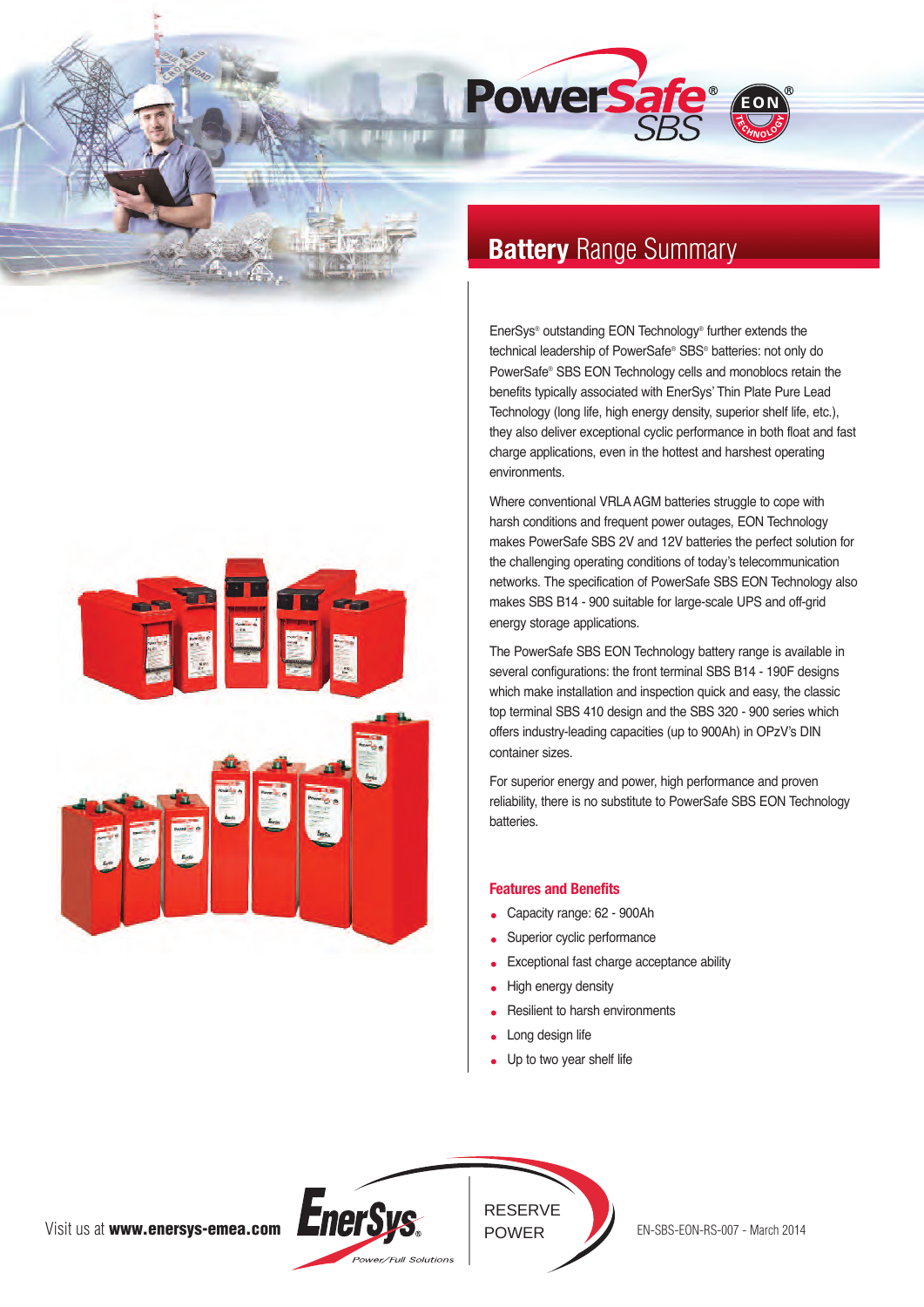# PowerSafe® SBS

## Battery Range Summary

EnerSys® outstanding EON Technology® further extends the technical leadership of PowerSafe® SBS® batteries: not only do PowerSafe® SBS EON Technology cells and monoblocs retain the benefits typically associated with EnerSys' Thin Plate Pure Lead Technology (long life, high energy density, superior shelf life, etc.), they also deliver exceptional cyclic performance in both float and fast charge applications, even in the hottest and harshest operating environments.

Where conventional VRLA AGM batteries struggle to cope with harsh conditions and frequent power outages, EON Technology makes PowerSafe SBS 2V and 12V batteries the perfect solution for the challenging operating conditions of today's telecommunication networks. The specification of PowerSafe SBS EON Technology also makes SBS B14 - 900 suitable for large-scale UPS and off-grid energy storage applications.

The PowerSafe SBS EON Technology battery range is available in several configurations: the front terminal SBS B14 - 190F designs which make installation and inspection quick and easy, the classic top terminal SBS 410 design and the SBS 320 - 900 series which offers industry-leading capacities (up to 900Ah) in OPzV's DIN container sizes.

For superior energy and power, high performance and proven reliability, there is no substitute to PowerSafe SBS EON Technology batteries.

### Features and Benefits

- Capacity range: 62 - 900Ah
- Superior cyclic performance
- Exceptional fast charge acceptance ability
- High energy density
- Resilient to harsh environments
- Long design life
- Up to two year shelf life

Visit us at **www.enersys-emea.com**

EnerSys® Power/Full Solutions

RESERVE POWER

EN-SBS-EON-RS-007 - March 2014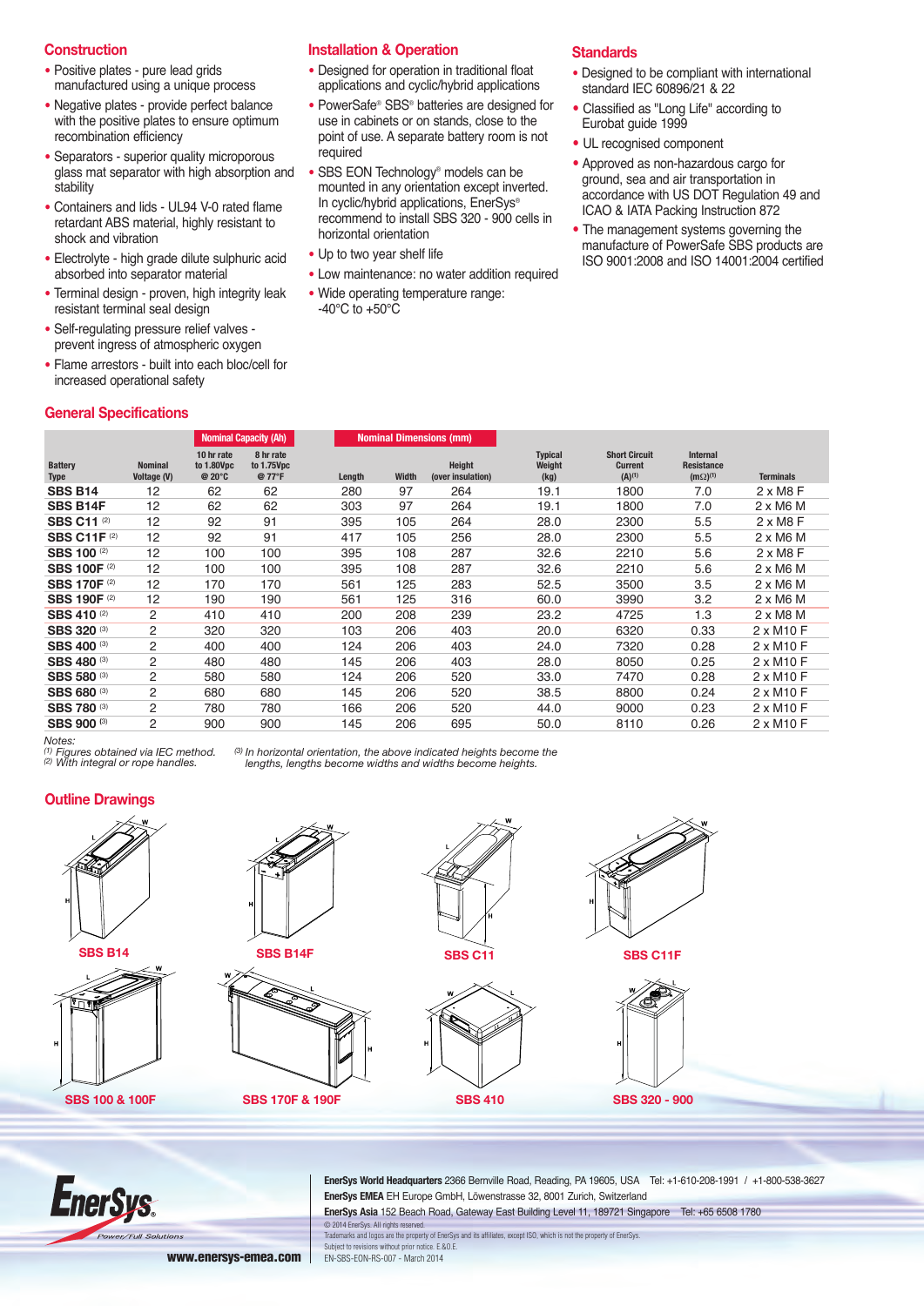## Construction

- Positive plates - pure lead grids manufactured using a unique process
- Negative plates - provide perfect balance with the positive plates to ensure optimum recombination efficiency
- Separators - superior quality microporous glass mat separator with high absorption and stability
- Containers and lids - UL94 V-0 rated flame retardant ABS material, highly resistant to shock and vibration
- Electrolyte - high grade dilute sulphuric acid absorbed into separator material
- Terminal design - proven, high integrity leak resistant terminal seal design
- Self-regulating pressure relief valves - prevent ingress of atmospheric oxygen
- Flame arrestors - built into each bloc/cell for increased operational safety

## Installation & Operation

- Designed for operation in traditional float applications and cyclic/hybrid applications
- PowerSafe® SBS® batteries are designed for use in cabinets or on stands, close to the point of use. A separate battery room is not required
- SBS EON Technology® models can be mounted in any orientation except inverted. In cyclic/hybrid applications, EnerSys® recommend to install SBS 320 - 900 cells in horizontal orientation
- Up to two year shelf life
- Low maintenance: no water addition required
- Wide operating temperature range: -40°C to +50°C

## Standards

- Designed to be compliant with international standard IEC 60896/21 & 22
- Classified as "Long Life" according to Eurobat guide 1999
- UL recognised component
- Approved as non-hazardous cargo for ground, sea and air transportation in accordance with US DOT Regulation 49 and ICAO & IATA Packing Instruction 872
- The management systems governing the manufacture of PowerSafe SBS products are ISO 9001:2008 and ISO 14001:2004 certified

## General Specifications

| Battery Type | Nominal Voltage (V) | Nominal Capacity (Ah) 10 hr rate to 1.80Vpc @ 20°C | 8 hr rate to 1.75Vpc @ 77°F | Nominal Dimensions (mm) Length | Width | Height (over insulation) | Typical Weight (kg) | Short Circuit Current (A)[1] | Internal Resistance (mΩ)[1] | Terminals |
|---|---|---|---|---|---|---|---|---|---|---|
| **SBS B14** | 12 | 62 | 62 | 280 | 97 | 264 | 19.1 | 1800 | 7.0 | 2 x M8 F |
| **SBS B14F** | 12 | 62 | 62 | 303 | 97 | 264 | 19.1 | 1800 | 7.0 | 2 x M6 M |
| **SBS C11** [2] | 12 | 92 | 91 | 395 | 105 | 264 | 28.0 | 2300 | 5.5 | 2 x M8 F |
| **SBS C11F** [2] | 12 | 92 | 91 | 417 | 105 | 256 | 28.0 | 2300 | 5.5 | 2 x M6 M |
| **SBS 100** [2] | 12 | 100 | 100 | 395 | 108 | 287 | 32.6 | 2210 | 5.6 | 2 x M8 F |
| **SBS 100F** [2] | 12 | 100 | 100 | 395 | 108 | 287 | 32.6 | 2210 | 5.6 | 2 x M6 M |
| **SBS 170F** [2] | 12 | 170 | 170 | 561 | 125 | 283 | 52.5 | 3500 | 3.5 | 2 x M6 M |
| **SBS 190F** [2] | 12 | 190 | 190 | 561 | 125 | 316 | 60.0 | 3990 | 3.2 | 2 x M6 M |
| **SBS 410** [2] | 2 | 410 | 410 | 200 | 208 | 239 | 23.2 | 4725 | 1.3 | 2 x M8 M |
| **SBS 320** [3] | 2 | 320 | 320 | 103 | 206 | 403 | 20.0 | 6320 | 0.33 | 2 x M10 F |
| **SBS 400** [3] | 2 | 400 | 400 | 124 | 206 | 403 | 24.0 | 7320 | 0.28 | 2 x M10 F |
| **SBS 480** [3] | 2 | 480 | 480 | 145 | 206 | 403 | 28.0 | 8050 | 0.25 | 2 x M10 F |
| **SBS 580** [3] | 2 | 580 | 580 | 124 | 206 | 520 | 33.0 | 7470 | 0.28 | 2 x M10 F |
| **SBS 680** [3] | 2 | 680 | 680 | 145 | 206 | 520 | 38.5 | 8800 | 0.24 | 2 x M10 F |
| **SBS 780** [3] | 2 | 780 | 780 | 166 | 206 | 520 | 44.0 | 9000 | 0.23 | 2 x M10 F |
| **SBS 900** [3] | 2 | 900 | 900 | 145 | 206 | 695 | 50.0 | 8110 | 0.26 | 2 x M10 F |

*Notes:*
*[1] Figures obtained via IEC method.*
*[2] With integral or rope handles.*
*[3] In horizontal orientation, the above indicated heights become the lengths, lengths become widths and widths become heights.*

## Outline Drawings

SBS B14

SBS B14F

SBS C11

SBS C11F

SBS 100 & 100F

SBS 170F & 190F

SBS 410

SBS 320 - 900

**EnerSys World Headquarters** 2366 Bernville Road, Reading, PA 19605, USA Tel: +1-610-208-1991 / +1-800-538-3627
**EnerSys EMEA** EH Europe GmbH, Löwenstrasse 32, 8001 Zurich, Switzerland
**EnerSys Asia** 152 Beach Road, Gateway East Building Level 11, 189721 Singapore Tel: +65 6508 1780

© 2014 EnerSys. All rights reserved.
Trademarks and logos are the property of EnerSys and its affiliates, except ISO, which is not the property of EnerSys.
Subject to revisions without prior notice. E.&O.E.
EN-SBS-EON-RS-007 - March 2014

EnerSys Power/Full Solutions

**www.enersys-emea.com**